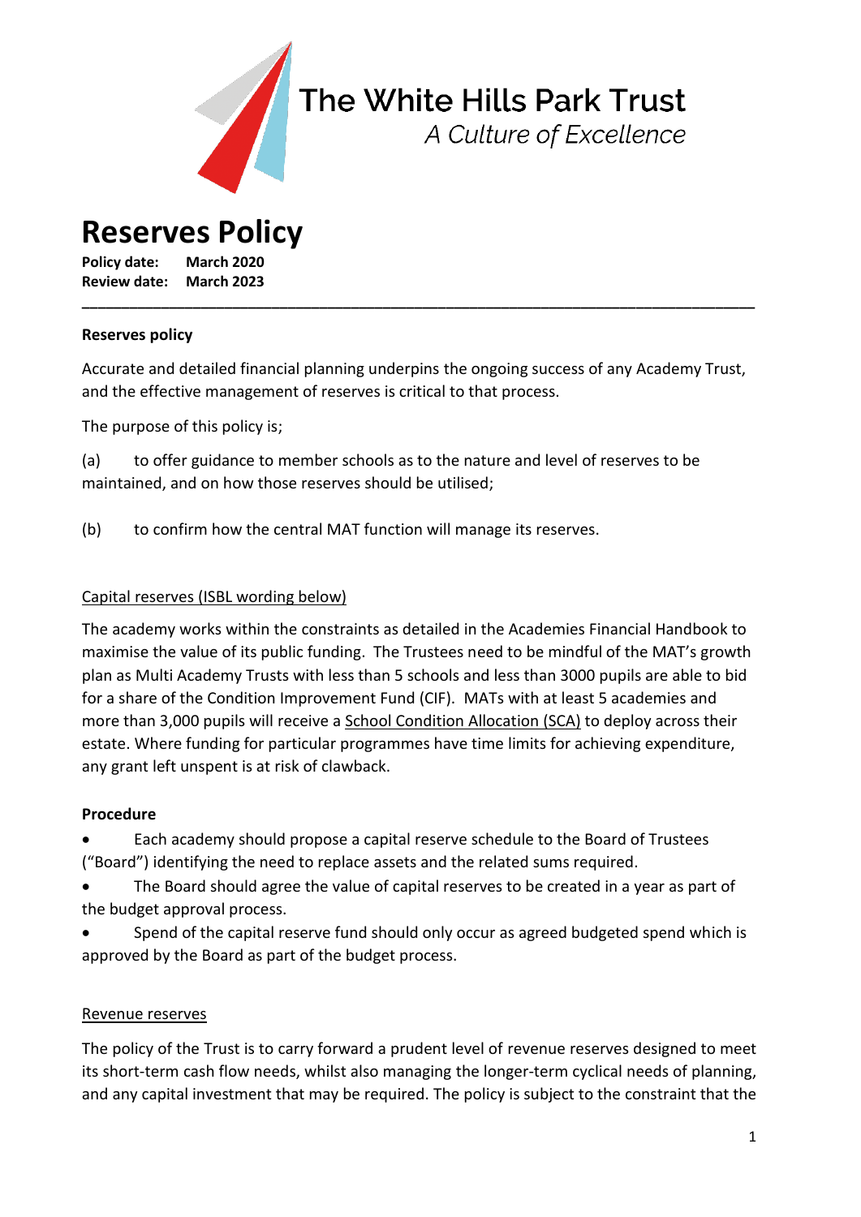The White Hills Park Trust

*A Culture of Excellence*

# Reserves Policy

**Policy date: March 2020**
**Review date: March 2023**

---

**Reserves policy**

Accurate and detailed financial planning underpins the ongoing success of any Academy Trust, and the effective management of reserves is critical to that process.

The purpose of this policy is;

(a) to offer guidance to member schools as to the nature and level of reserves to be maintained, and on how those reserves should be utilised;

(b) to confirm how the central MAT function will manage its reserves.

<u>Capital reserves (ISBL wording below)</u>

The academy works within the constraints as detailed in the Academies Financial Handbook to maximise the value of its public funding. The Trustees need to be mindful of the MAT's growth plan as Multi Academy Trusts with less than 5 schools and less than 3000 pupils are able to bid for a share of the Condition Improvement Fund (CIF). MATs with at least 5 academies and more than 3,000 pupils will receive a <u>School Condition Allocation (SCA)</u> to deploy across their estate. Where funding for particular programmes have time limits for achieving expenditure, any grant left unspent is at risk of clawback.

**Procedure**

- Each academy should propose a capital reserve schedule to the Board of Trustees ("Board") identifying the need to replace assets and the related sums required.
- The Board should agree the value of capital reserves to be created in a year as part of the budget approval process.
- Spend of the capital reserve fund should only occur as agreed budgeted spend which is approved by the Board as part of the budget process.

<u>Revenue reserves</u>

The policy of the Trust is to carry forward a prudent level of revenue reserves designed to meet its short-term cash flow needs, whilst also managing the longer-term cyclical needs of planning, and any capital investment that may be required. The policy is subject to the constraint that the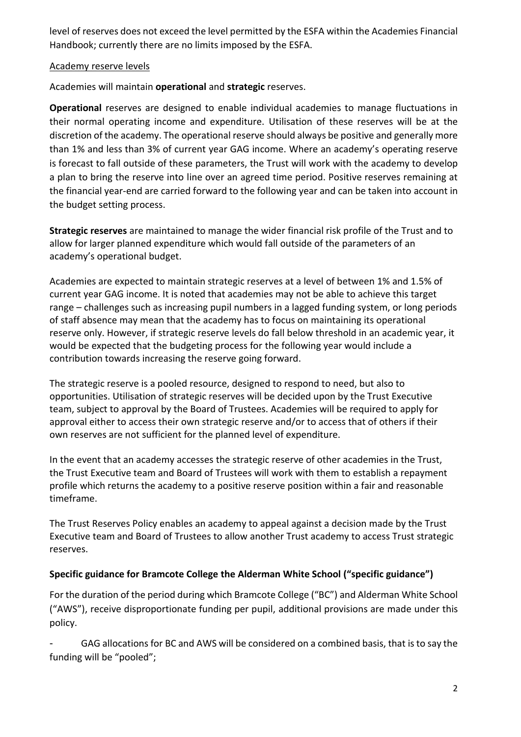level of reserves does not exceed the level permitted by the ESFA within the Academies Financial Handbook; currently there are no limits imposed by the ESFA.

Academy reserve levels

Academies will maintain **operational** and **strategic** reserves.

**Operational** reserves are designed to enable individual academies to manage fluctuations in their normal operating income and expenditure. Utilisation of these reserves will be at the discretion of the academy. The operational reserve should always be positive and generally more than 1% and less than 3% of current year GAG income. Where an academy's operating reserve is forecast to fall outside of these parameters, the Trust will work with the academy to develop a plan to bring the reserve into line over an agreed time period. Positive reserves remaining at the financial year-end are carried forward to the following year and can be taken into account in the budget setting process.

**Strategic reserves** are maintained to manage the wider financial risk profile of the Trust and to allow for larger planned expenditure which would fall outside of the parameters of an academy's operational budget.

Academies are expected to maintain strategic reserves at a level of between 1% and 1.5% of current year GAG income. It is noted that academies may not be able to achieve this target range – challenges such as increasing pupil numbers in a lagged funding system, or long periods of staff absence may mean that the academy has to focus on maintaining its operational reserve only. However, if strategic reserve levels do fall below threshold in an academic year, it would be expected that the budgeting process for the following year would include a contribution towards increasing the reserve going forward.

The strategic reserve is a pooled resource, designed to respond to need, but also to opportunities. Utilisation of strategic reserves will be decided upon by the Trust Executive team, subject to approval by the Board of Trustees. Academies will be required to apply for approval either to access their own strategic reserve and/or to access that of others if their own reserves are not sufficient for the planned level of expenditure.

In the event that an academy accesses the strategic reserve of other academies in the Trust, the Trust Executive team and Board of Trustees will work with them to establish a repayment profile which returns the academy to a positive reserve position within a fair and reasonable timeframe.

The Trust Reserves Policy enables an academy to appeal against a decision made by the Trust Executive team and Board of Trustees to allow another Trust academy to access Trust strategic reserves.

**Specific guidance for Bramcote College the Alderman White School ("specific guidance")**

For the duration of the period during which Bramcote College ("BC") and Alderman White School ("AWS"), receive disproportionate funding per pupil, additional provisions are made under this policy.

- GAG allocations for BC and AWS will be considered on a combined basis, that is to say the funding will be "pooled";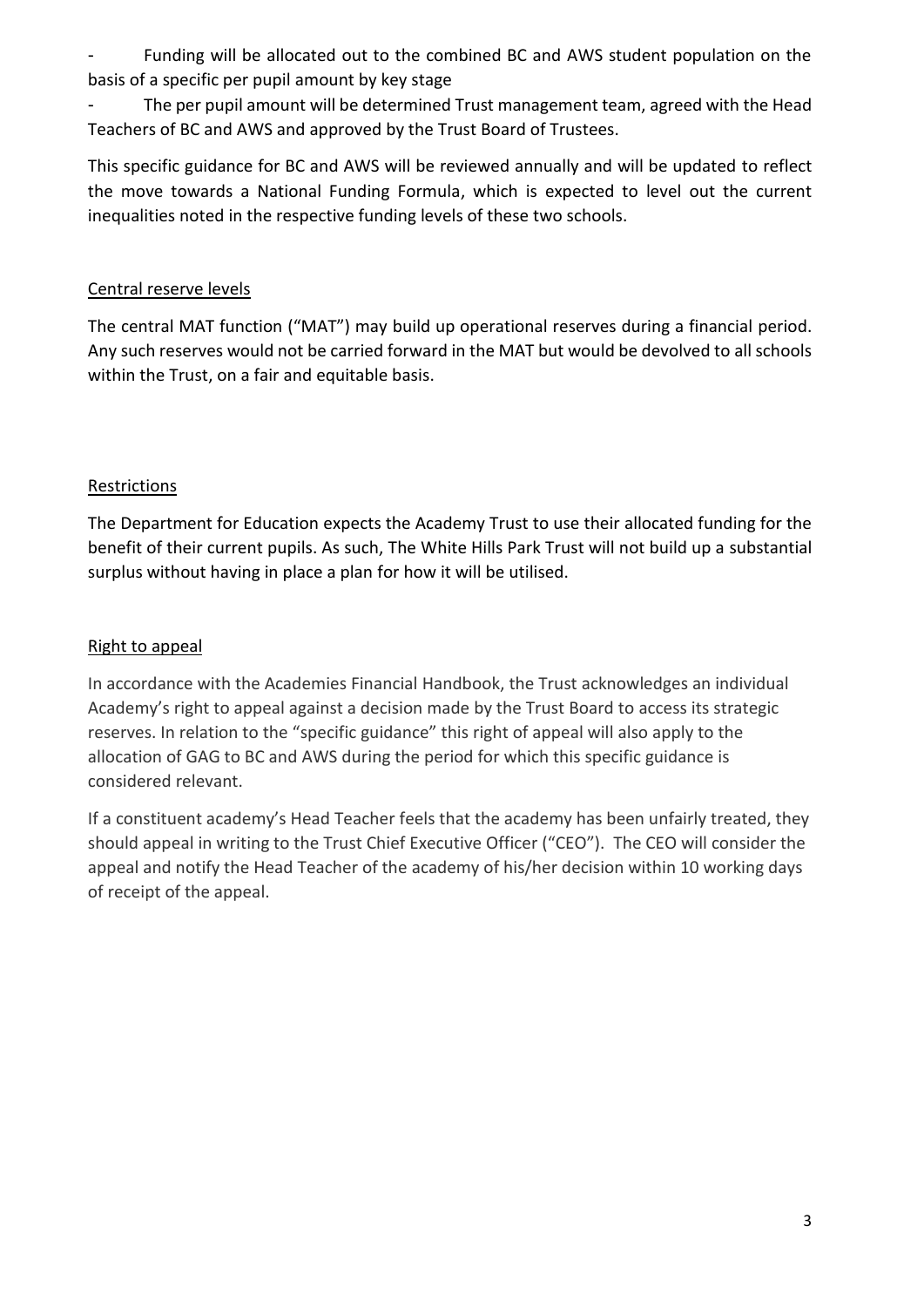- Funding will be allocated out to the combined BC and AWS student population on the basis of a specific per pupil amount by key stage
- The per pupil amount will be determined Trust management team, agreed with the Head Teachers of BC and AWS and approved by the Trust Board of Trustees.

This specific guidance for BC and AWS will be reviewed annually and will be updated to reflect the move towards a National Funding Formula, which is expected to level out the current inequalities noted in the respective funding levels of these two schools.

## Central reserve levels

The central MAT function ("MAT") may build up operational reserves during a financial period. Any such reserves would not be carried forward in the MAT but would be devolved to all schools within the Trust, on a fair and equitable basis.

## Restrictions

The Department for Education expects the Academy Trust to use their allocated funding for the benefit of their current pupils. As such, The White Hills Park Trust will not build up a substantial surplus without having in place a plan for how it will be utilised.

## Right to appeal

In accordance with the Academies Financial Handbook, the Trust acknowledges an individual Academy's right to appeal against a decision made by the Trust Board to access its strategic reserves. In relation to the "specific guidance" this right of appeal will also apply to the allocation of GAG to BC and AWS during the period for which this specific guidance is considered relevant.

If a constituent academy's Head Teacher feels that the academy has been unfairly treated, they should appeal in writing to the Trust Chief Executive Officer ("CEO"). The CEO will consider the appeal and notify the Head Teacher of the academy of his/her decision within 10 working days of receipt of the appeal.